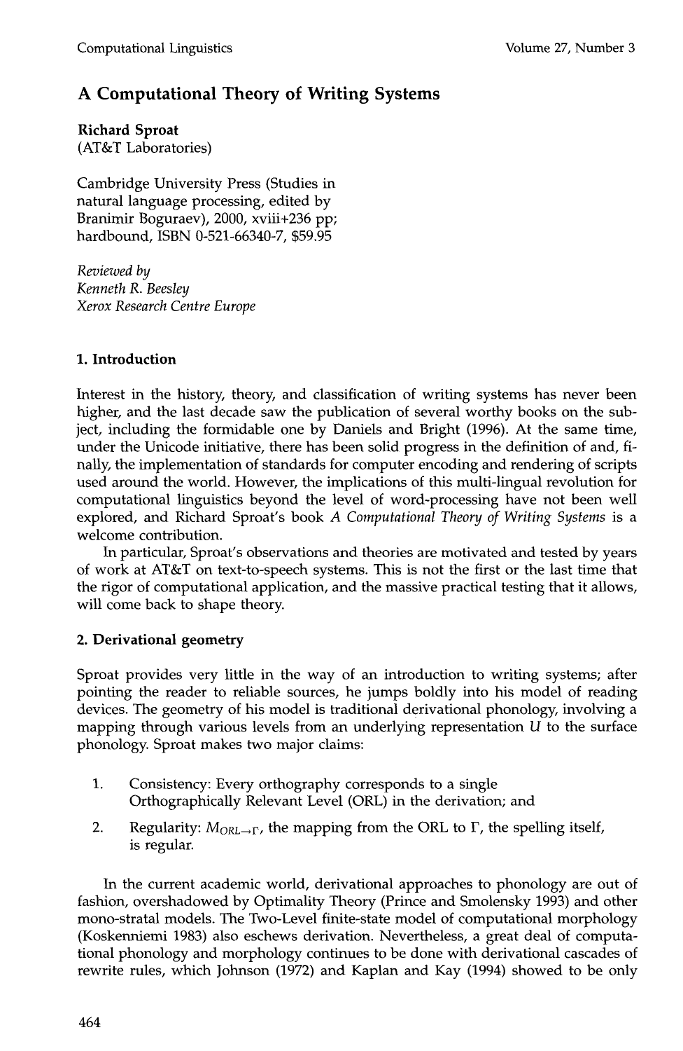# A Computational Theory of Writing Systems

**Richard Sproat**
(AT&T Laboratories)

Cambridge University Press (Studies in natural language processing, edited by Branimir Boguraev), 2000, xviii+236 pp; hardbound, ISBN 0-521-66340-7, $59.95

*Reviewed by*
*Kenneth R. Beesley*
*Xerox Research Centre Europe*

## 1. Introduction

Interest in the history, theory, and classification of writing systems has never been higher, and the last decade saw the publication of several worthy books on the subject, including the formidable one by Daniels and Bright (1996). At the same time, under the Unicode initiative, there has been solid progress in the definition of and, finally, the implementation of standards for computer encoding and rendering of scripts used around the world. However, the implications of this multi-lingual revolution for computational linguistics beyond the level of word-processing have not been well explored, and Richard Sproat's book *A Computational Theory of Writing Systems* is a welcome contribution.

In particular, Sproat's observations and theories are motivated and tested by years of work at AT&T on text-to-speech systems. This is not the first or the last time that the rigor of computational application, and the massive practical testing that it allows, will come back to shape theory.

## 2. Derivational geometry

Sproat provides very little in the way of an introduction to writing systems; after pointing the reader to reliable sources, he jumps boldly into his model of reading devices. The geometry of his model is traditional derivational phonology, involving a mapping through various levels from an underlying representation $U$ to the surface phonology. Sproat makes two major claims:

1. Consistency: Every orthography corresponds to a single Orthographically Relevant Level (ORL) in the derivation; and
2. Regularity: $M_{ORL \rightarrow \Gamma}$, the mapping from the ORL to $\Gamma$, the spelling itself, is regular.

In the current academic world, derivational approaches to phonology are out of fashion, overshadowed by Optimality Theory (Prince and Smolensky 1993) and other mono-stratal models. The Two-Level finite-state model of computational morphology (Koskenniemi 1983) also eschews derivation. Nevertheless, a great deal of computational phonology and morphology continues to be done with derivational cascades of rewrite rules, which Johnson (1972) and Kaplan and Kay (1994) showed to be only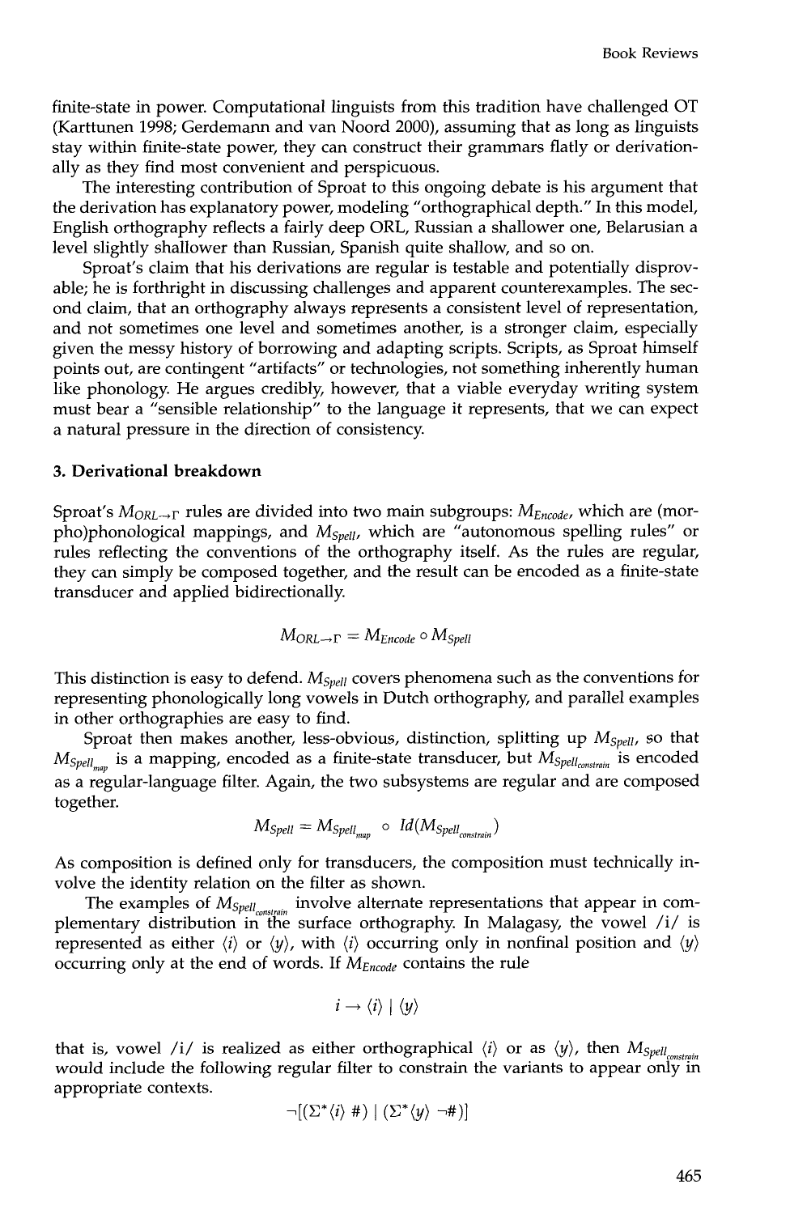finite-state in power. Computational linguists from this tradition have challenged OT (Karttunen 1998; Gerdemann and van Noord 2000), assuming that as long as linguists stay within finite-state power, they can construct their grammars flatly or derivationally as they find most convenient and perspicuous.

The interesting contribution of Sproat to this ongoing debate is his argument that the derivation has explanatory power, modeling "orthographical depth." In this model, English orthography reflects a fairly deep ORL, Russian a shallower one, Belarusian a level slightly shallower than Russian, Spanish quite shallow, and so on.

Sproat's claim that his derivations are regular is testable and potentially disprovable; he is forthright in discussing challenges and apparent counterexamples. The second claim, that an orthography always represents a consistent level of representation, and not sometimes one level and sometimes another, is a stronger claim, especially given the messy history of borrowing and adapting scripts. Scripts, as Sproat himself points out, are contingent "artifacts" or technologies, not something inherently human like phonology. He argues credibly, however, that a viable everyday writing system must bear a "sensible relationship" to the language it represents, that we can expect a natural pressure in the direction of consistency.

## 3. Derivational breakdown

Sproat's $M_{ORL \rightarrow \Gamma}$ rules are divided into two main subgroups: $M_{Encode}$, which are (morpho)phonological mappings, and $M_{Spell}$, which are "autonomous spelling rules" or rules reflecting the conventions of the orthography itself. As the rules are regular, they can simply be composed together, and the result can be encoded as a finite-state transducer and applied bidirectionally.

$$M_{ORL \rightarrow \Gamma} = M_{Encode} \circ M_{Spell}$$

This distinction is easy to defend. $M_{Spell}$ covers phenomena such as the conventions for representing phonologically long vowels in Dutch orthography, and parallel examples in other orthographies are easy to find.

Sproat then makes another, less-obvious, distinction, splitting up $M_{Spell}$, so that $M_{Spell_{map}}$ is a mapping, encoded as a finite-state transducer, but $M_{Spell_{constrain}}$ is encoded as a regular-language filter. Again, the two subsystems are regular and are composed together.

$$M_{Spell} = M_{Spell_{map}} \circ Id(M_{Spell_{constrain}})$$

As composition is defined only for transducers, the composition must technically involve the identity relation on the filter as shown.

The examples of $M_{Spell_{constrain}}$ involve alternate representations that appear in complementary distribution in the surface orthography. In Malagasy, the vowel /i/ is represented as either $\langle i \rangle$ or $\langle y \rangle$, with $\langle i \rangle$ occurring only in nonfinal position and $\langle y \rangle$ occurring only at the end of words. If $M_{Encode}$ contains the rule

$$i \rightarrow \langle i \rangle \mid \langle y \rangle$$

that is, vowel /i/ is realized as either orthographical $\langle i \rangle$ or as $\langle y \rangle$, then $M_{Spell_{constrain}}$ would include the following regular filter to constrain the variants to appear only in appropriate contexts.

$$\neg[(\Sigma^* \langle i \rangle \ \#) \mid (\Sigma^* \langle y \rangle \ \neg\#)]$$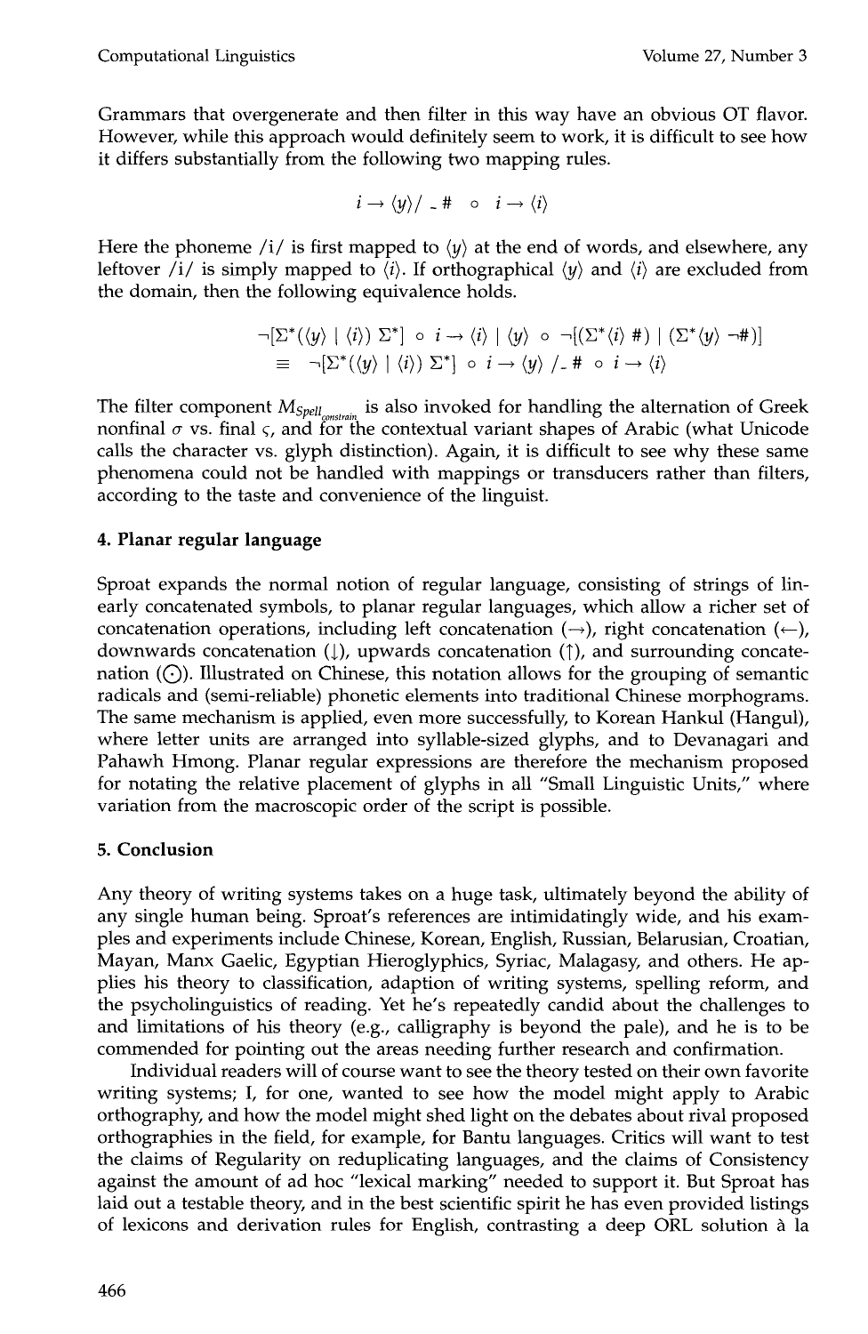Grammars that overgenerate and then filter in this way have an obvious OT flavor. However, while this approach would definitely seem to work, it is difficult to see how it differs substantially from the following two mapping rules.

$$i \rightarrow \langle y \rangle / \_\,\# \quad \circ \quad i \rightarrow \langle i \rangle$$

Here the phoneme /i/ is first mapped to $\langle y \rangle$ at the end of words, and elsewhere, any leftover /i/ is simply mapped to $\langle i \rangle$. If orthographical $\langle y \rangle$ and $\langle i \rangle$ are excluded from the domain, then the following equivalence holds.

$$\begin{aligned} &\neg[\Sigma^*(\langle y \rangle \mid \langle i \rangle)\ \Sigma^*] \ \circ \ i \rightarrow \langle i \rangle \mid \langle y \rangle \ \circ \ \neg[(\Sigma^* \langle i \rangle \ \#) \mid (\Sigma^* \langle y \rangle \ \neg\#)] \\ \equiv \ &\neg[\Sigma^*(\langle y \rangle \mid \langle i \rangle)\ \Sigma^*] \ \circ \ i \rightarrow \langle y \rangle \ / \_\,\# \ \circ \ i \rightarrow \langle i \rangle \end{aligned}$$

The filter component $M_{Spell_{constrain}}$ is also invoked for handling the alternation of Greek nonfinal σ vs. final ς, and for the contextual variant shapes of Arabic (what Unicode calls the character vs. glyph distinction). Again, it is difficult to see why these same phenomena could not be handled with mappings or transducers rather than filters, according to the taste and convenience of the linguist.

## 4. Planar regular language

Sproat expands the normal notion of regular language, consisting of strings of linearly concatenated symbols, to planar regular languages, which allow a richer set of concatenation operations, including left concatenation (→), right concatenation (←), downwards concatenation (↓), upwards concatenation (↑), and surrounding concatenation (⨀). Illustrated on Chinese, this notation allows for the grouping of semantic radicals and (semi-reliable) phonetic elements into traditional Chinese morphograms. The same mechanism is applied, even more successfully, to Korean Hankul (Hangul), where letter units are arranged into syllable-sized glyphs, and to Devanagari and Pahawh Hmong. Planar regular expressions are therefore the mechanism proposed for notating the relative placement of glyphs in all "Small Linguistic Units," where variation from the macroscopic order of the script is possible.

## 5. Conclusion

Any theory of writing systems takes on a huge task, ultimately beyond the ability of any single human being. Sproat's references are intimidatingly wide, and his examples and experiments include Chinese, Korean, English, Russian, Belarusian, Croatian, Mayan, Manx Gaelic, Egyptian Hieroglyphics, Syriac, Malagasy, and others. He applies his theory to classification, adaption of writing systems, spelling reform, and the psycholinguistics of reading. Yet he's repeatedly candid about the challenges to and limitations of his theory (e.g., calligraphy is beyond the pale), and he is to be commended for pointing out the areas needing further research and confirmation.

Individual readers will of course want to see the theory tested on their own favorite writing systems; I, for one, wanted to see how the model might apply to Arabic orthography, and how the model might shed light on the debates about rival proposed orthographies in the field, for example, for Bantu languages. Critics will want to test the claims of Regularity on reduplicating languages, and the claims of Consistency against the amount of ad hoc "lexical marking" needed to support it. But Sproat has laid out a testable theory, and in the best scientific spirit he has even provided listings of lexicons and derivation rules for English, contrasting a deep ORL solution à la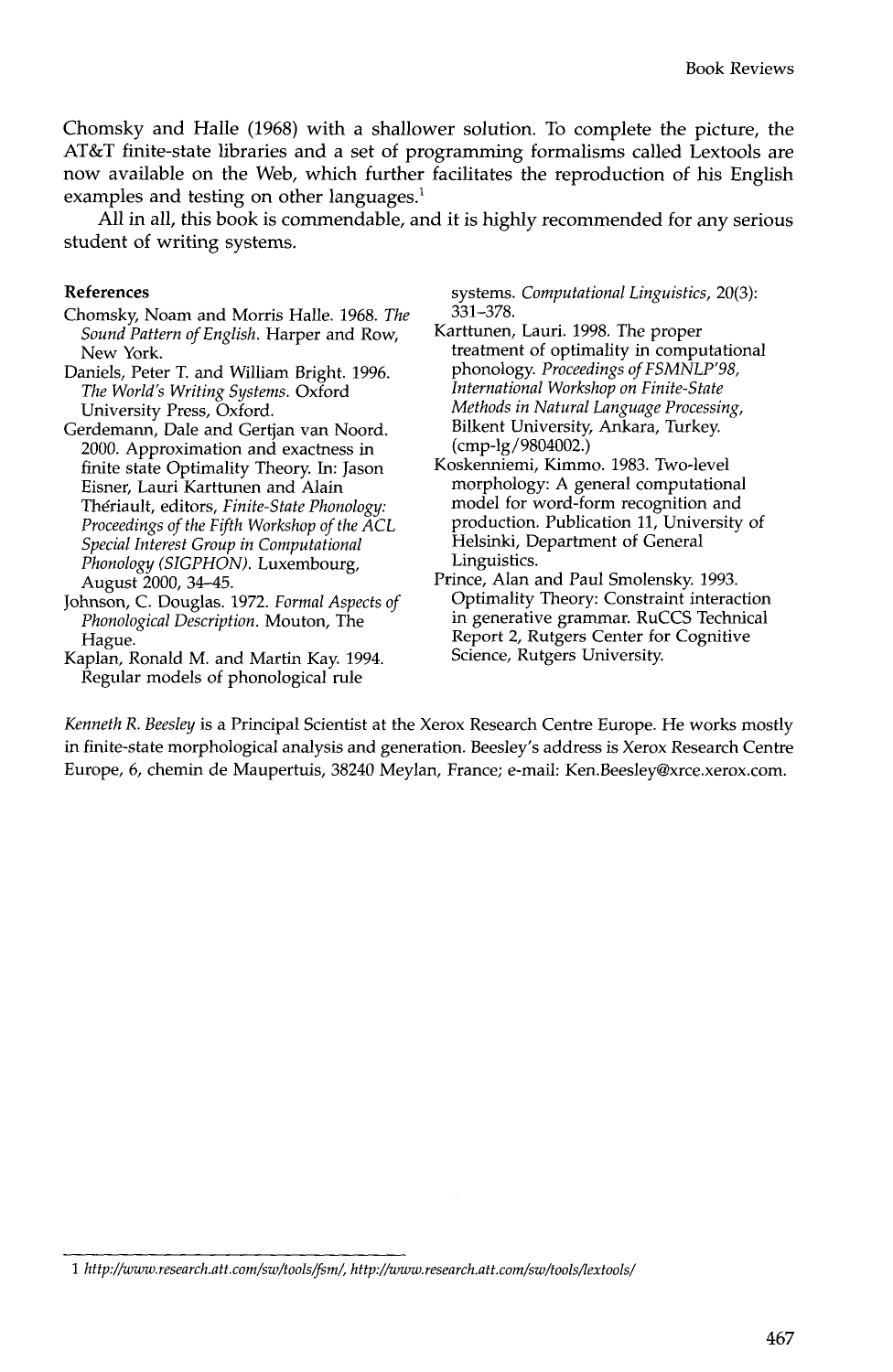Chomsky and Halle (1968) with a shallower solution. To complete the picture, the AT&T finite-state libraries and a set of programming formalisms called Lextools are now available on the Web, which further facilitates the reproduction of his English examples and testing on other languages.[1]

All in all, this book is commendable, and it is highly recommended for any serious student of writing systems.

**References**

Chomsky, Noam and Morris Halle. 1968. *The Sound Pattern of English*. Harper and Row, New York.

Daniels, Peter T. and William Bright. 1996. *The World's Writing Systems*. Oxford University Press, Oxford.

Gerdemann, Dale and Gertjan van Noord. 2000. Approximation and exactness in finite state Optimality Theory. In: Jason Eisner, Lauri Karttunen and Alain Thériault, editors, *Finite-State Phonology: Proceedings of the Fifth Workshop of the ACL Special Interest Group in Computational Phonology (SIGPHON)*. Luxembourg, August 2000, 34–45.

Johnson, C. Douglas. 1972. *Formal Aspects of Phonological Description*. Mouton, The Hague.

Kaplan, Ronald M. and Martin Kay. 1994. Regular models of phonological rule systems. *Computational Linguistics*, 20(3): 331–378.

Karttunen, Lauri. 1998. The proper treatment of optimality in computational phonology. *Proceedings of FSMNLP'98, International Workshop on Finite-State Methods in Natural Language Processing*, Bilkent University, Ankara, Turkey. (cmp-lg/9804002.)

Koskenniemi, Kimmo. 1983. Two-level morphology: A general computational model for word-form recognition and production. Publication 11, University of Helsinki, Department of General Linguistics.

Prince, Alan and Paul Smolensky. 1993. Optimality Theory: Constraint interaction in generative grammar. RuCCS Technical Report 2, Rutgers Center for Cognitive Science, Rutgers University.

*Kenneth R. Beesley* is a Principal Scientist at the Xerox Research Centre Europe. He works mostly in finite-state morphological analysis and generation. Beesley's address is Xerox Research Centre Europe, 6, chemin de Maupertuis, 38240 Meylan, France; e-mail: Ken.Beesley@xrce.xerox.com.

---

1 *http://www.research.att.com/sw/tools/fsm/, http://www.research.att.com/sw/tools/lextools/*